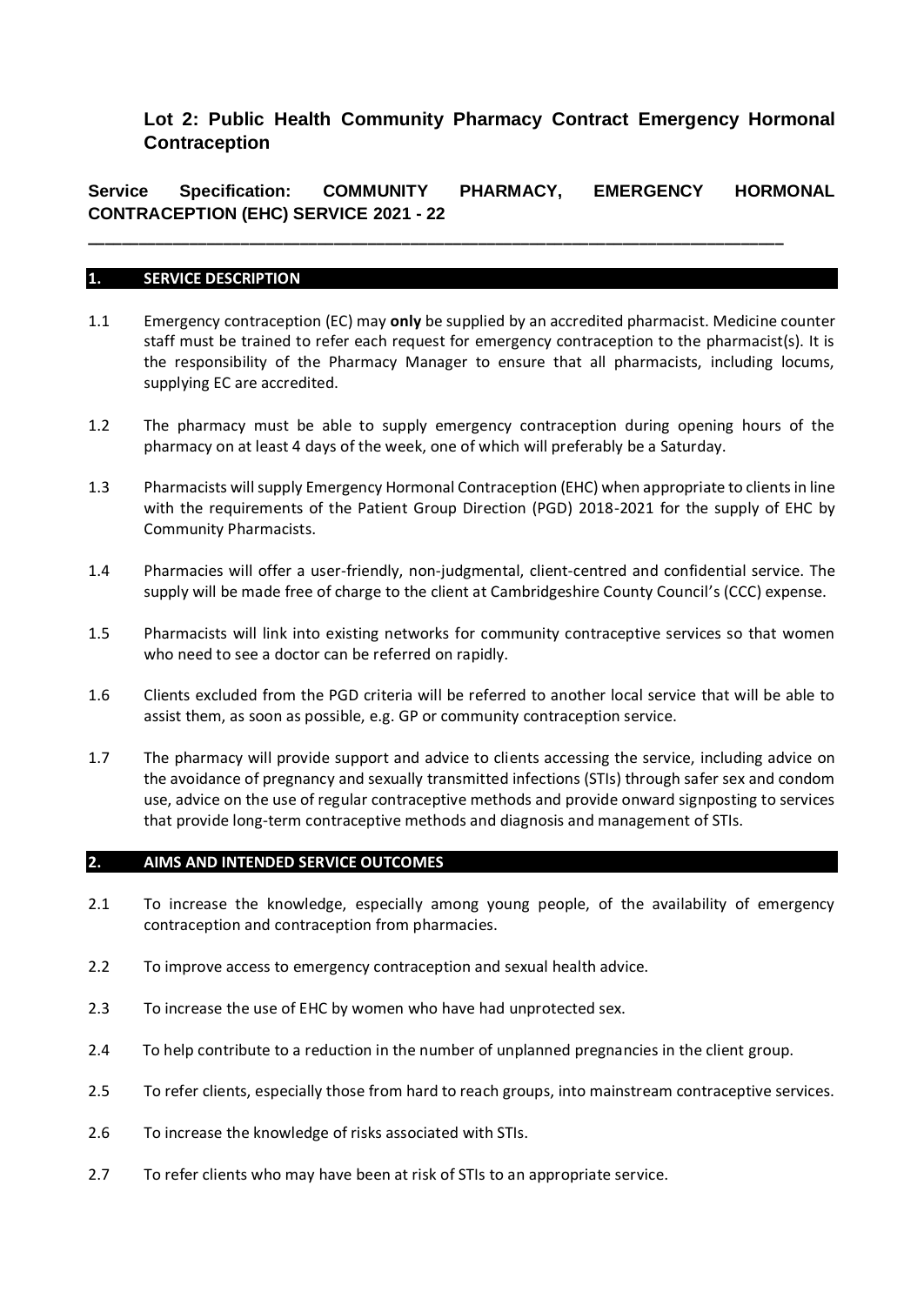# Lot 2: Public Health Community Pharmacy Contract Emergency Hormonal Contraception

## Service Specification: COMMUNITY PHARMACY, EMERGENCY HORMONAL CONTRACEPTION (EHC) SERVICE 2021 - 22

---

### 1. SERVICE DESCRIPTION

1.1 Emergency contraception (EC) may **only** be supplied by an accredited pharmacist. Medicine counter staff must be trained to refer each request for emergency contraception to the pharmacist(s). It is the responsibility of the Pharmacy Manager to ensure that all pharmacists, including locums, supplying EC are accredited.

1.2 The pharmacy must be able to supply emergency contraception during opening hours of the pharmacy on at least 4 days of the week, one of which will preferably be a Saturday.

1.3 Pharmacists will supply Emergency Hormonal Contraception (EHC) when appropriate to clients in line with the requirements of the Patient Group Direction (PGD) 2018-2021 for the supply of EHC by Community Pharmacists.

1.4 Pharmacies will offer a user-friendly, non-judgmental, client-centred and confidential service. The supply will be made free of charge to the client at Cambridgeshire County Council's (CCC) expense.

1.5 Pharmacists will link into existing networks for community contraceptive services so that women who need to see a doctor can be referred on rapidly.

1.6 Clients excluded from the PGD criteria will be referred to another local service that will be able to assist them, as soon as possible, e.g. GP or community contraception service.

1.7 The pharmacy will provide support and advice to clients accessing the service, including advice on the avoidance of pregnancy and sexually transmitted infections (STIs) through safer sex and condom use, advice on the use of regular contraceptive methods and provide onward signposting to services that provide long-term contraceptive methods and diagnosis and management of STIs.

### 2. AIMS AND INTENDED SERVICE OUTCOMES

2.1 To increase the knowledge, especially among young people, of the availability of emergency contraception and contraception from pharmacies.

2.2 To improve access to emergency contraception and sexual health advice.

2.3 To increase the use of EHC by women who have had unprotected sex.

2.4 To help contribute to a reduction in the number of unplanned pregnancies in the client group.

2.5 To refer clients, especially those from hard to reach groups, into mainstream contraceptive services.

2.6 To increase the knowledge of risks associated with STIs.

2.7 To refer clients who may have been at risk of STIs to an appropriate service.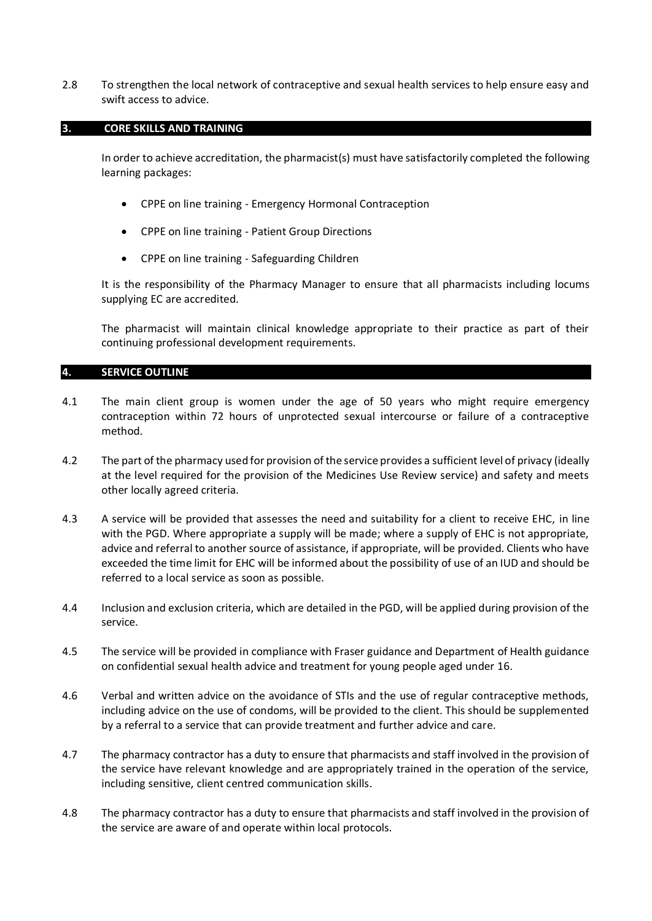2.8 To strengthen the local network of contraceptive and sexual health services to help ensure easy and swift access to advice.

## 3. CORE SKILLS AND TRAINING

In order to achieve accreditation, the pharmacist(s) must have satisfactorily completed the following learning packages:

- CPPE on line training - Emergency Hormonal Contraception
- CPPE on line training - Patient Group Directions
- CPPE on line training - Safeguarding Children

It is the responsibility of the Pharmacy Manager to ensure that all pharmacists including locums supplying EC are accredited.

The pharmacist will maintain clinical knowledge appropriate to their practice as part of their continuing professional development requirements.

## 4. SERVICE OUTLINE

4.1 The main client group is women under the age of 50 years who might require emergency contraception within 72 hours of unprotected sexual intercourse or failure of a contraceptive method.

4.2 The part of the pharmacy used for provision of the service provides a sufficient level of privacy (ideally at the level required for the provision of the Medicines Use Review service) and safety and meets other locally agreed criteria.

4.3 A service will be provided that assesses the need and suitability for a client to receive EHC, in line with the PGD. Where appropriate a supply will be made; where a supply of EHC is not appropriate, advice and referral to another source of assistance, if appropriate, will be provided. Clients who have exceeded the time limit for EHC will be informed about the possibility of use of an IUD and should be referred to a local service as soon as possible.

4.4 Inclusion and exclusion criteria, which are detailed in the PGD, will be applied during provision of the service.

4.5 The service will be provided in compliance with Fraser guidance and Department of Health guidance on confidential sexual health advice and treatment for young people aged under 16.

4.6 Verbal and written advice on the avoidance of STIs and the use of regular contraceptive methods, including advice on the use of condoms, will be provided to the client. This should be supplemented by a referral to a service that can provide treatment and further advice and care.

4.7 The pharmacy contractor has a duty to ensure that pharmacists and staff involved in the provision of the service have relevant knowledge and are appropriately trained in the operation of the service, including sensitive, client centred communication skills.

4.8 The pharmacy contractor has a duty to ensure that pharmacists and staff involved in the provision of the service are aware of and operate within local protocols.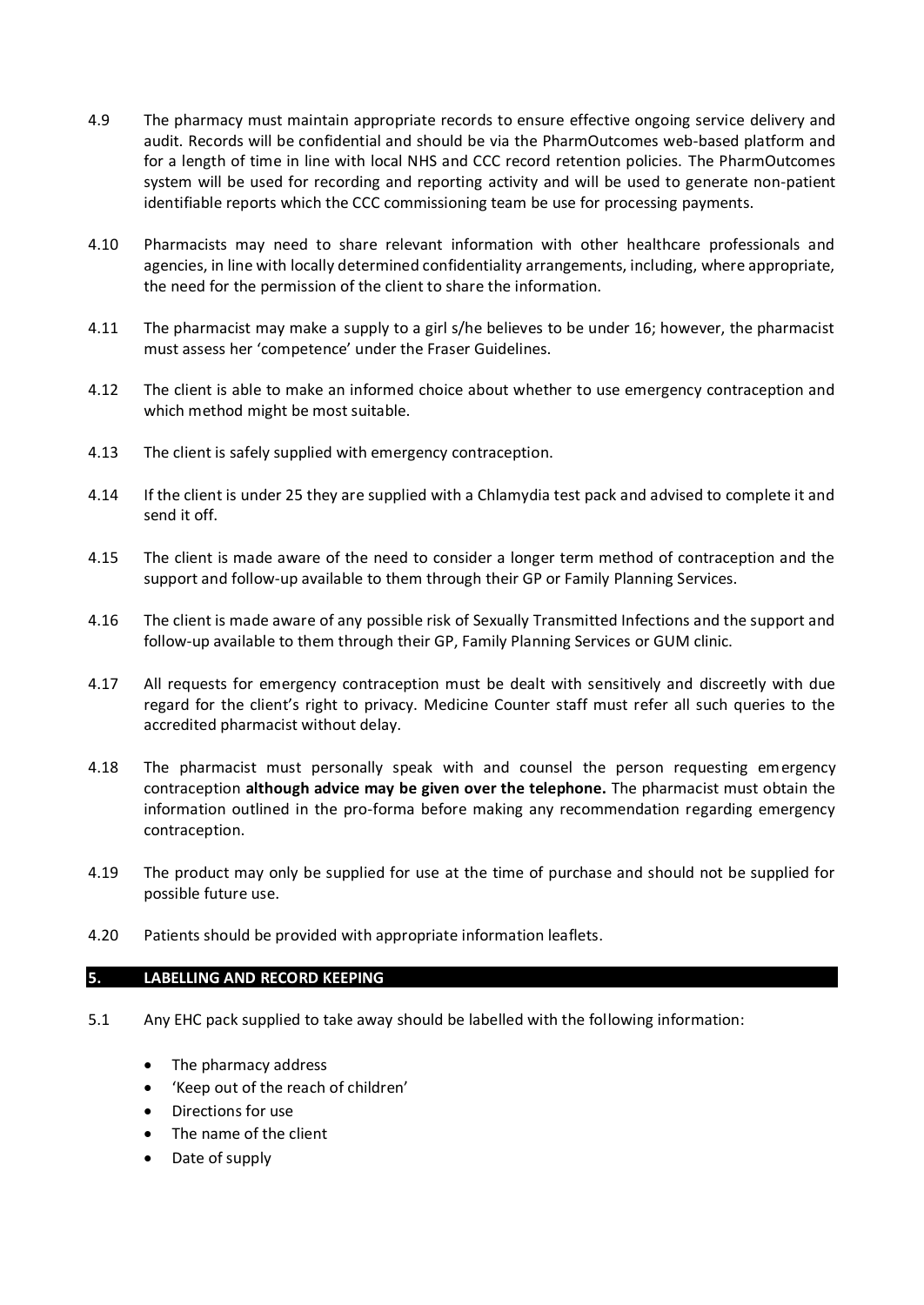4.9 The pharmacy must maintain appropriate records to ensure effective ongoing service delivery and audit. Records will be confidential and should be via the PharmOutcomes web-based platform and for a length of time in line with local NHS and CCC record retention policies. The PharmOutcomes system will be used for recording and reporting activity and will be used to generate non-patient identifiable reports which the CCC commissioning team be use for processing payments.

4.10 Pharmacists may need to share relevant information with other healthcare professionals and agencies, in line with locally determined confidentiality arrangements, including, where appropriate, the need for the permission of the client to share the information.

4.11 The pharmacist may make a supply to a girl s/he believes to be under 16; however, the pharmacist must assess her 'competence' under the Fraser Guidelines.

4.12 The client is able to make an informed choice about whether to use emergency contraception and which method might be most suitable.

4.13 The client is safely supplied with emergency contraception.

4.14 If the client is under 25 they are supplied with a Chlamydia test pack and advised to complete it and send it off.

4.15 The client is made aware of the need to consider a longer term method of contraception and the support and follow-up available to them through their GP or Family Planning Services.

4.16 The client is made aware of any possible risk of Sexually Transmitted Infections and the support and follow-up available to them through their GP, Family Planning Services or GUM clinic.

4.17 All requests for emergency contraception must be dealt with sensitively and discreetly with due regard for the client's right to privacy. Medicine Counter staff must refer all such queries to the accredited pharmacist without delay.

4.18 The pharmacist must personally speak with and counsel the person requesting emergency contraception **although advice may be given over the telephone.** The pharmacist must obtain the information outlined in the pro-forma before making any recommendation regarding emergency contraception.

4.19 The product may only be supplied for use at the time of purchase and should not be supplied for possible future use.

4.20 Patients should be provided with appropriate information leaflets.

## 5. LABELLING AND RECORD KEEPING

5.1 Any EHC pack supplied to take away should be labelled with the following information:

- The pharmacy address
- 'Keep out of the reach of children'
- Directions for use
- The name of the client
- Date of supply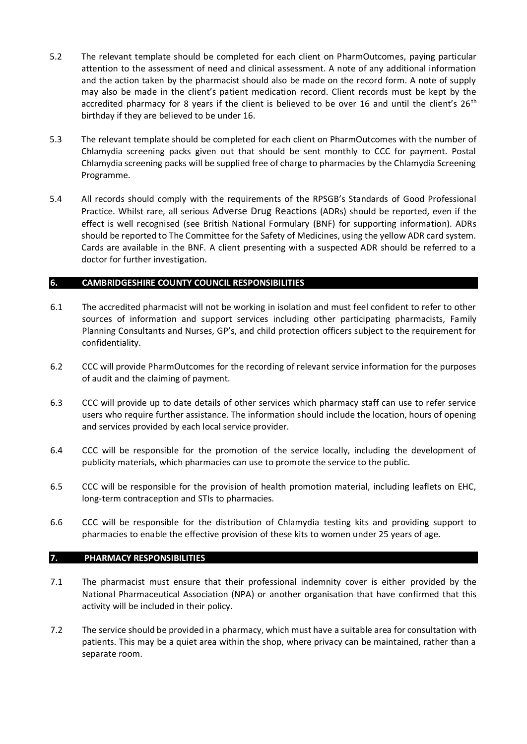5.2 The relevant template should be completed for each client on PharmOutcomes, paying particular attention to the assessment of need and clinical assessment. A note of any additional information and the action taken by the pharmacist should also be made on the record form. A note of supply may also be made in the client's patient medication record. Client records must be kept by the accredited pharmacy for 8 years if the client is believed to be over 16 and until the client's 26th birthday if they are believed to be under 16.

5.3 The relevant template should be completed for each client on PharmOutcomes with the number of Chlamydia screening packs given out that should be sent monthly to CCC for payment. Postal Chlamydia screening packs will be supplied free of charge to pharmacies by the Chlamydia Screening Programme.

5.4 All records should comply with the requirements of the RPSGB's Standards of Good Professional Practice. Whilst rare, all serious Adverse Drug Reactions (ADRs) should be reported, even if the effect is well recognised (see British National Formulary (BNF) for supporting information). ADRs should be reported to The Committee for the Safety of Medicines, using the yellow ADR card system. Cards are available in the BNF. A client presenting with a suspected ADR should be referred to a doctor for further investigation.

## 6. CAMBRIDGESHIRE COUNTY COUNCIL RESPONSIBILITIES

6.1 The accredited pharmacist will not be working in isolation and must feel confident to refer to other sources of information and support services including other participating pharmacists, Family Planning Consultants and Nurses, GP's, and child protection officers subject to the requirement for confidentiality.

6.2 CCC will provide PharmOutcomes for the recording of relevant service information for the purposes of audit and the claiming of payment.

6.3 CCC will provide up to date details of other services which pharmacy staff can use to refer service users who require further assistance. The information should include the location, hours of opening and services provided by each local service provider.

6.4 CCC will be responsible for the promotion of the service locally, including the development of publicity materials, which pharmacies can use to promote the service to the public.

6.5 CCC will be responsible for the provision of health promotion material, including leaflets on EHC, long-term contraception and STIs to pharmacies.

6.6 CCC will be responsible for the distribution of Chlamydia testing kits and providing support to pharmacies to enable the effective provision of these kits to women under 25 years of age.

## 7. PHARMACY RESPONSIBILITIES

7.1 The pharmacist must ensure that their professional indemnity cover is either provided by the National Pharmaceutical Association (NPA) or another organisation that have confirmed that this activity will be included in their policy.

7.2 The service should be provided in a pharmacy, which must have a suitable area for consultation with patients. This may be a quiet area within the shop, where privacy can be maintained, rather than a separate room.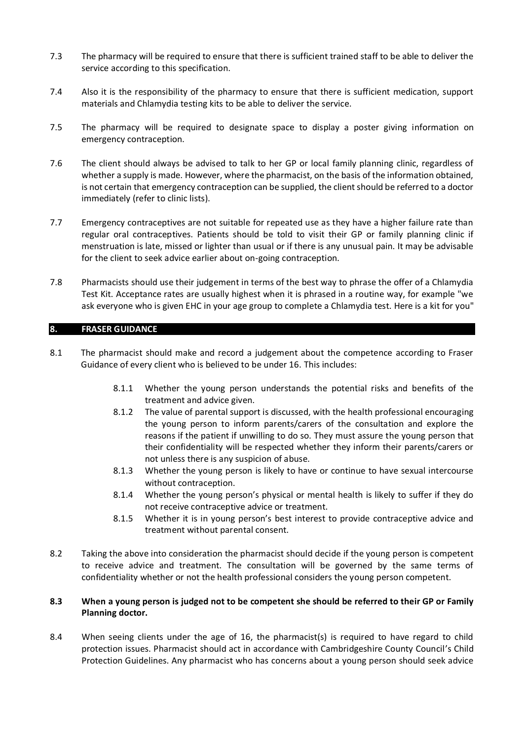7.3 The pharmacy will be required to ensure that there is sufficient trained staff to be able to deliver the service according to this specification.

7.4 Also it is the responsibility of the pharmacy to ensure that there is sufficient medication, support materials and Chlamydia testing kits to be able to deliver the service.

7.5 The pharmacy will be required to designate space to display a poster giving information on emergency contraception.

7.6 The client should always be advised to talk to her GP or local family planning clinic, regardless of whether a supply is made. However, where the pharmacist, on the basis of the information obtained, is not certain that emergency contraception can be supplied, the client should be referred to a doctor immediately (refer to clinic lists).

7.7 Emergency contraceptives are not suitable for repeated use as they have a higher failure rate than regular oral contraceptives. Patients should be told to visit their GP or family planning clinic if menstruation is late, missed or lighter than usual or if there is any unusual pain. It may be advisable for the client to seek advice earlier about on-going contraception.

7.8 Pharmacists should use their judgement in terms of the best way to phrase the offer of a Chlamydia Test Kit. Acceptance rates are usually highest when it is phrased in a routine way, for example "we ask everyone who is given EHC in your age group to complete a Chlamydia test. Here is a kit for you"

## 8. FRASER GUIDANCE

8.1 The pharmacist should make and record a judgement about the competence according to Fraser Guidance of every client who is believed to be under 16. This includes:

- 8.1.1 Whether the young person understands the potential risks and benefits of the treatment and advice given.
- 8.1.2 The value of parental support is discussed, with the health professional encouraging the young person to inform parents/carers of the consultation and explore the reasons if the patient if unwilling to do so. They must assure the young person that their confidentiality will be respected whether they inform their parents/carers or not unless there is any suspicion of abuse.
- 8.1.3 Whether the young person is likely to have or continue to have sexual intercourse without contraception.
- 8.1.4 Whether the young person's physical or mental health is likely to suffer if they do not receive contraceptive advice or treatment.
- 8.1.5 Whether it is in young person's best interest to provide contraceptive advice and treatment without parental consent.

8.2 Taking the above into consideration the pharmacist should decide if the young person is competent to receive advice and treatment. The consultation will be governed by the same terms of confidentiality whether or not the health professional considers the young person competent.

**8.3 When a young person is judged not to be competent she should be referred to their GP or Family Planning doctor.**

8.4 When seeing clients under the age of 16, the pharmacist(s) is required to have regard to child protection issues. Pharmacist should act in accordance with Cambridgeshire County Council's Child Protection Guidelines. Any pharmacist who has concerns about a young person should seek advice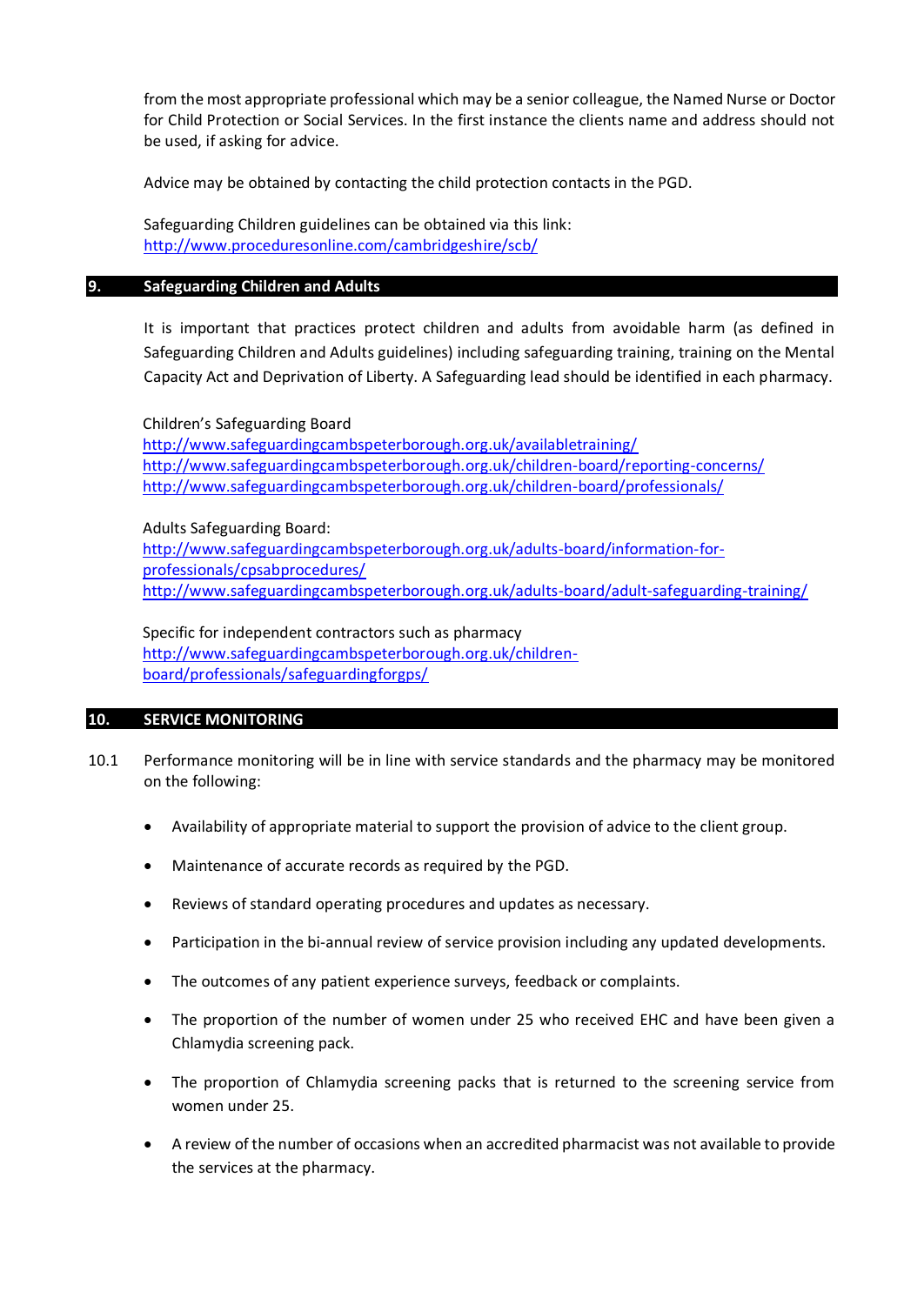from the most appropriate professional which may be a senior colleague, the Named Nurse or Doctor for Child Protection or Social Services. In the first instance the clients name and address should not be used, if asking for advice.

Advice may be obtained by contacting the child protection contacts in the PGD.

Safeguarding Children guidelines can be obtained via this link: http://www.proceduresonline.com/cambridgeshire/scb/

## 9. Safeguarding Children and Adults

It is important that practices protect children and adults from avoidable harm (as defined in Safeguarding Children and Adults guidelines) including safeguarding training, training on the Mental Capacity Act and Deprivation of Liberty. A Safeguarding lead should be identified in each pharmacy.

Children's Safeguarding Board
http://www.safeguardingcambspeterborough.org.uk/availabletraining/
http://www.safeguardingcambspeterborough.org.uk/children-board/reporting-concerns/
http://www.safeguardingcambspeterborough.org.uk/children-board/professionals/

Adults Safeguarding Board:
http://www.safeguardingcambspeterborough.org.uk/adults-board/information-for-professionals/cpsabprocedures/
http://www.safeguardingcambspeterborough.org.uk/adults-board/adult-safeguarding-training/

Specific for independent contractors such as pharmacy
http://www.safeguardingcambspeterborough.org.uk/children-board/professionals/safeguardingforgps/

## 10. SERVICE MONITORING

10.1 Performance monitoring will be in line with service standards and the pharmacy may be monitored on the following:

- Availability of appropriate material to support the provision of advice to the client group.
- Maintenance of accurate records as required by the PGD.
- Reviews of standard operating procedures and updates as necessary.
- Participation in the bi-annual review of service provision including any updated developments.
- The outcomes of any patient experience surveys, feedback or complaints.
- The proportion of the number of women under 25 who received EHC and have been given a Chlamydia screening pack.
- The proportion of Chlamydia screening packs that is returned to the screening service from women under 25.
- A review of the number of occasions when an accredited pharmacist was not available to provide the services at the pharmacy.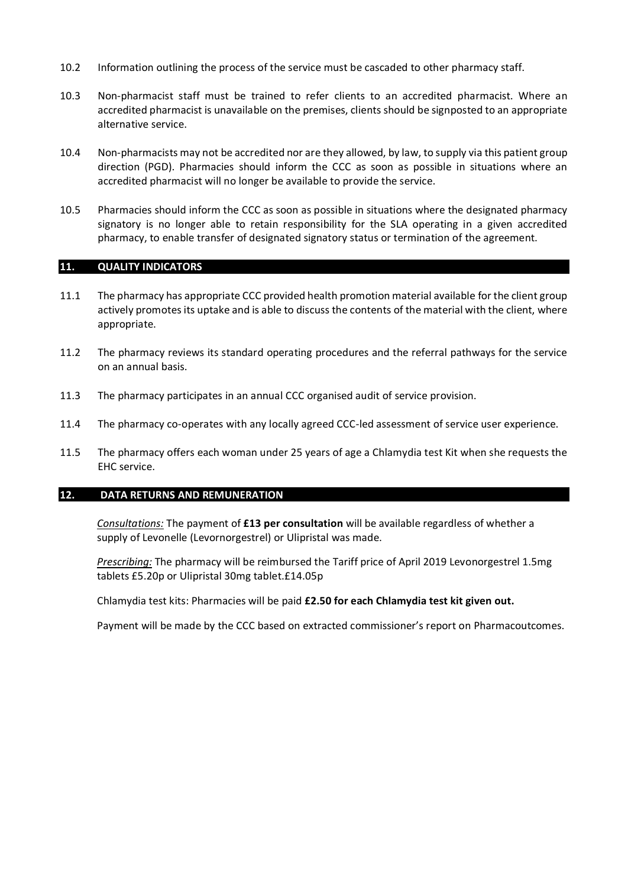10.2 Information outlining the process of the service must be cascaded to other pharmacy staff.

10.3 Non-pharmacist staff must be trained to refer clients to an accredited pharmacist. Where an accredited pharmacist is unavailable on the premises, clients should be signposted to an appropriate alternative service.

10.4 Non-pharmacists may not be accredited nor are they allowed, by law, to supply via this patient group direction (PGD). Pharmacies should inform the CCC as soon as possible in situations where an accredited pharmacist will no longer be available to provide the service.

10.5 Pharmacies should inform the CCC as soon as possible in situations where the designated pharmacy signatory is no longer able to retain responsibility for the SLA operating in a given accredited pharmacy, to enable transfer of designated signatory status or termination of the agreement.

## 11. QUALITY INDICATORS

11.1 The pharmacy has appropriate CCC provided health promotion material available for the client group actively promotes its uptake and is able to discuss the contents of the material with the client, where appropriate.

11.2 The pharmacy reviews its standard operating procedures and the referral pathways for the service on an annual basis.

11.3 The pharmacy participates in an annual CCC organised audit of service provision.

11.4 The pharmacy co-operates with any locally agreed CCC-led assessment of service user experience.

11.5 The pharmacy offers each woman under 25 years of age a Chlamydia test Kit when she requests the EHC service.

## 12. DATA RETURNS AND REMUNERATION

*Consultations:* The payment of **£13 per consultation** will be available regardless of whether a supply of Levonelle (Levornorgestrel) or Ulipristal was made.

*Prescribing:* The pharmacy will be reimbursed the Tariff price of April 2019 Levonorgestrel 1.5mg tablets £5.20p or Ulipristal 30mg tablet.£14.05p

Chlamydia test kits: Pharmacies will be paid **£2.50 for each Chlamydia test kit given out.**

Payment will be made by the CCC based on extracted commissioner's report on Pharmacoutcomes.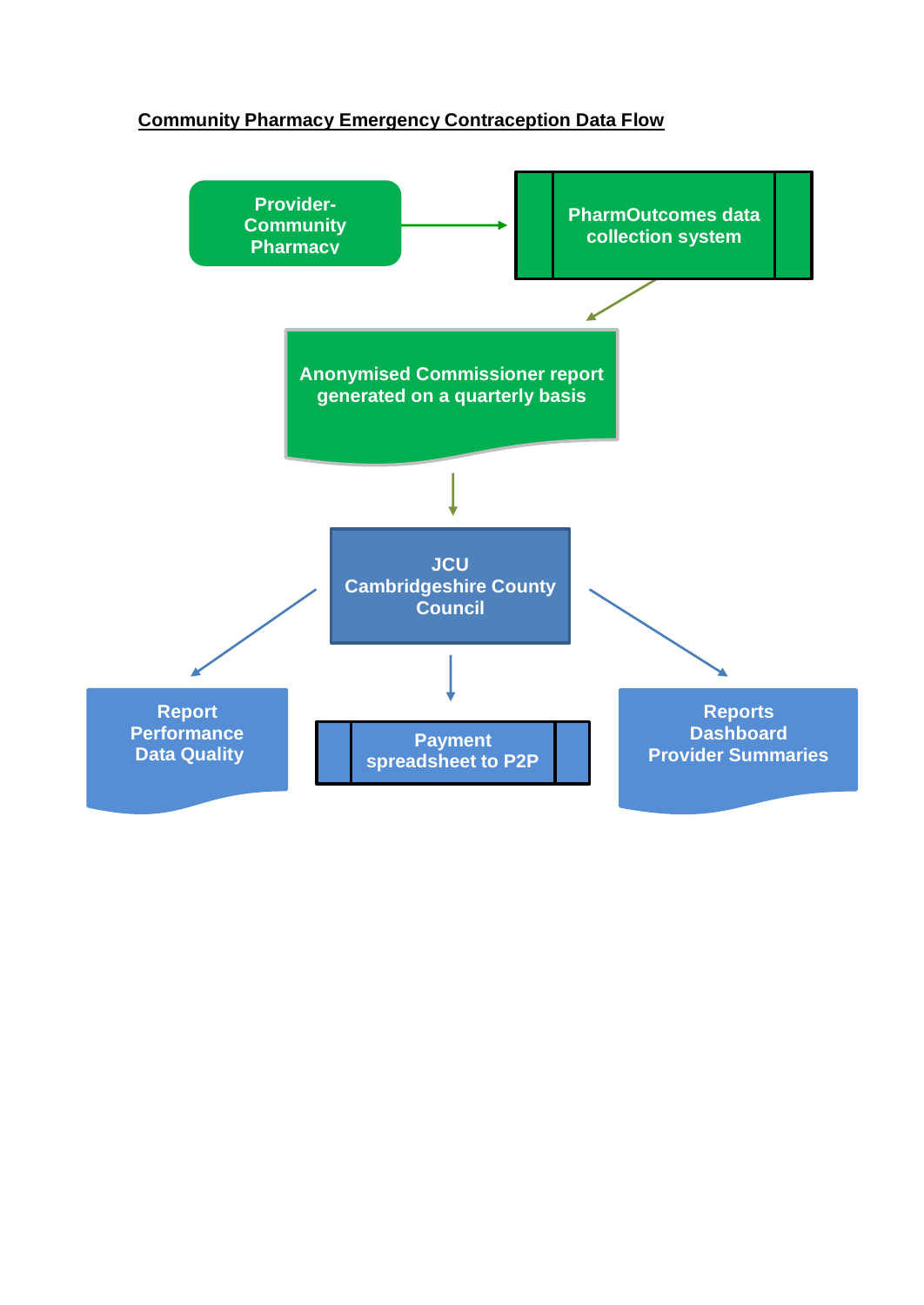**Community Pharmacy Emergency Contraception Data Flow**

Provider- Community Pharmacy

PharmOutcomes data collection system

Anonymised Commissioner report generated on a quarterly basis

JCU
Cambridgeshire County Council

Report
Performance
Data Quality

Payment spreadsheet to P2P

Reports
Dashboard
Provider Summaries